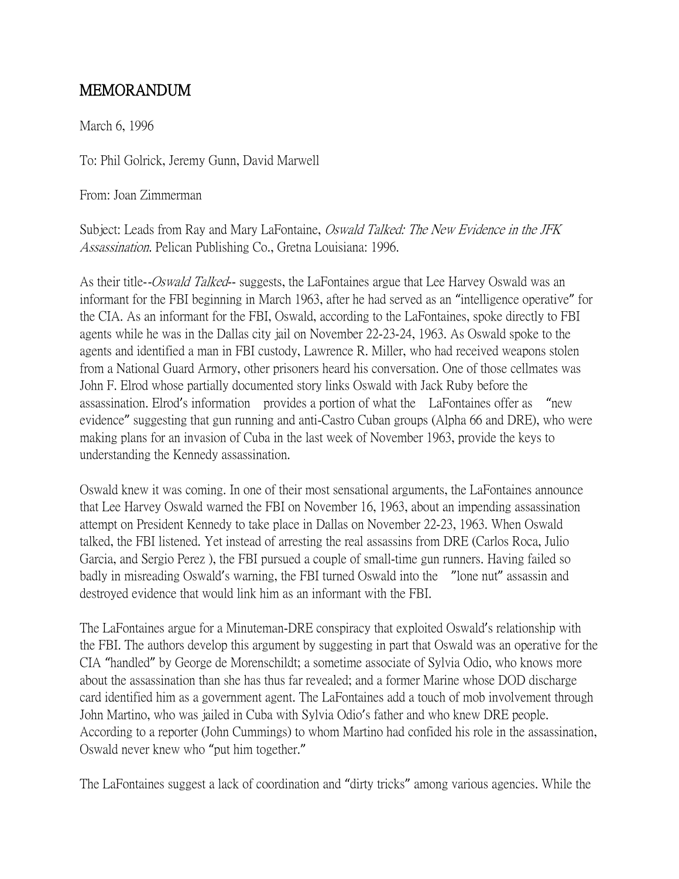# MEMORANDUM

March 6, 1996

To: Phil Golrick, Jeremy Gunn, David Marwell

From: Joan Zimmerman

Subject: Leads from Ray and Mary LaFontaine, *Oswald Talked: The New Evidence in the JFK Assassination*. Pelican Publishing Co., Gretna Louisiana: 1996.

As their title--*Oswald Talked*-- suggests, the LaFontaines argue that Lee Harvey Oswald was an informant for the FBI beginning in March 1963, after he had served as an "intelligence operative" for the CIA. As an informant for the FBI, Oswald, according to the LaFontaines, spoke directly to FBI agents while he was in the Dallas city jail on November 22-23-24, 1963. As Oswald spoke to the agents and identified a man in FBI custody, Lawrence R. Miller, who had received weapons stolen from a National Guard Armory, other prisoners heard his conversation. One of those cellmates was John F. Elrod whose partially documented story links Oswald with Jack Ruby before the assassination. Elrod's information provides a portion of what the LaFontaines offer as "new evidence" suggesting that gun running and anti-Castro Cuban groups (Alpha 66 and DRE), who were making plans for an invasion of Cuba in the last week of November 1963, provide the keys to understanding the Kennedy assassination.

Oswald knew it was coming. In one of their most sensational arguments, the LaFontaines announce that Lee Harvey Oswald warned the FBI on November 16, 1963, about an impending assassination attempt on President Kennedy to take place in Dallas on November 22-23, 1963. When Oswald talked, the FBI listened. Yet instead of arresting the real assassins from DRE (Carlos Roca, Julio Garcia, and Sergio Perez ), the FBI pursued a couple of small-time gun runners. Having failed so badly in misreading Oswald's warning, the FBI turned Oswald into the "lone nut" assassin and destroyed evidence that would link him as an informant with the FBI.

The LaFontaines argue for a Minuteman-DRE conspiracy that exploited Oswald's relationship with the FBI. The authors develop this argument by suggesting in part that Oswald was an operative for the CIA "handled" by George de Morenschildt; a sometime associate of Sylvia Odio, who knows more about the assassination than she has thus far revealed; and a former Marine whose DOD discharge card identified him as a government agent. The LaFontaines add a touch of mob involvement through John Martino, who was jailed in Cuba with Sylvia Odio's father and who knew DRE people. According to a reporter (John Cummings) to whom Martino had confided his role in the assassination, Oswald never knew who "put him together."

The LaFontaines suggest a lack of coordination and "dirty tricks" among various agencies. While the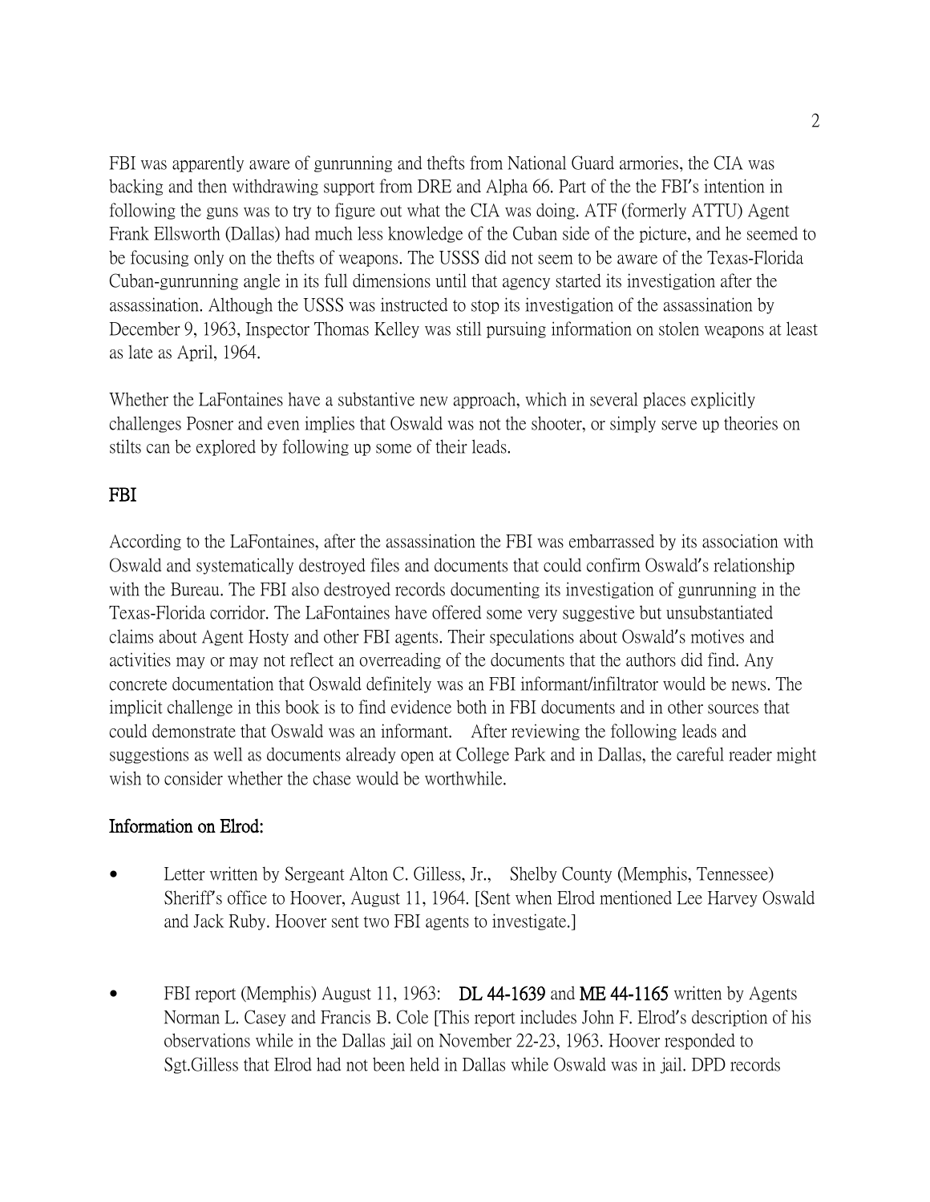FBI was apparently aware of gunrunning and thefts from National Guard armories, the CIA was backing and then withdrawing support from DRE and Alpha 66. Part of the the FBI's intention in following the guns was to try to figure out what the CIA was doing. ATF (formerly ATTU) Agent Frank Ellsworth (Dallas) had much less knowledge of the Cuban side of the picture, and he seemed to be focusing only on the thefts of weapons. The USSS did not seem to be aware of the Texas-Florida Cuban-gunrunning angle in its full dimensions until that agency started its investigation after the assassination. Although the USSS was instructed to stop its investigation of the assassination by December 9, 1963, Inspector Thomas Kelley was still pursuing information on stolen weapons at least as late as April, 1964.

Whether the LaFontaines have a substantive new approach, which in several places explicitly challenges Posner and even implies that Oswald was not the shooter, or simply serve up theories on stilts can be explored by following up some of their leads.

## FBI

According to the LaFontaines, after the assassination the FBI was embarrassed by its association with Oswald and systematically destroyed files and documents that could confirm Oswald's relationship with the Bureau. The FBI also destroyed records documenting its investigation of gunrunning in the Texas-Florida corridor. The LaFontaines have offered some very suggestive but unsubstantiated claims about Agent Hosty and other FBI agents. Their speculations about Oswald's motives and activities may or may not reflect an overreading of the documents that the authors did find. Any concrete documentation that Oswald definitely was an FBI informant/infiltrator would be news. The implicit challenge in this book is to find evidence both in FBI documents and in other sources that could demonstrate that Oswald was an informant. After reviewing the following leads and suggestions as well as documents already open at College Park and in Dallas, the careful reader might wish to consider whether the chase would be worthwhile.

### Information on Elrod:

- Letter written by Sergeant Alton C. Gilless, Jr., Shelby County (Memphis, Tennessee) Sheriff's office to Hoover, August 11, 1964. [Sent when Elrod mentioned Lee Harvey Oswald and Jack Ruby. Hoover sent two FBI agents to investigate.]

- FBI report (Memphis) August 11, 1963: DL 44-1639 and ME 44-1165 written by Agents Norman L. Casey and Francis B. Cole [This report includes John F. Elrod's description of his observations while in the Dallas jail on November 22-23, 1963. Hoover responded to Sgt.Gilless that Elrod had not been held in Dallas while Oswald was in jail. DPD records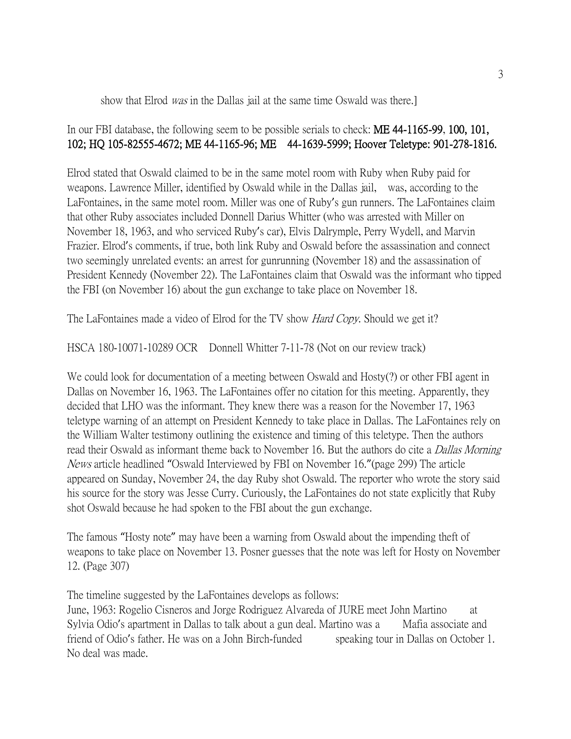show that Elrod *was* in the Dallas jail at the same time Oswald was there.]

In our FBI database, the following seem to be possible serials to check: **ME 44-1165-99, 100, 101, 102; HQ 105-82555-4672; ME 44-1165-96; ME 44-1639-5999; Hoover Teletype: 901-278-1816.**

Elrod stated that Oswald claimed to be in the same motel room with Ruby when Ruby paid for weapons. Lawrence Miller, identified by Oswald while in the Dallas jail, was, according to the LaFontaines, in the same motel room. Miller was one of Ruby's gun runners. The LaFontaines claim that other Ruby associates included Donnell Darius Whitter (who was arrested with Miller on November 18, 1963, and who serviced Ruby's car), Elvis Dalrymple, Perry Wydell, and Marvin Frazier. Elrod's comments, if true, both link Ruby and Oswald before the assassination and connect two seemingly unrelated events: an arrest for gunrunning (November 18) and the assassination of President Kennedy (November 22). The LaFontaines claim that Oswald was the informant who tipped the FBI (on November 16) about the gun exchange to take place on November 18.

The LaFontaines made a video of Elrod for the TV show *Hard Copy*. Should we get it?

HSCA 180-10071-10289 OCR Donnell Whitter 7-11-78 (Not on our review track)

We could look for documentation of a meeting between Oswald and Hosty(?) or other FBI agent in Dallas on November 16, 1963. The LaFontaines offer no citation for this meeting. Apparently, they decided that LHO was the informant. They knew there was a reason for the November 17, 1963 teletype warning of an attempt on President Kennedy to take place in Dallas. The LaFontaines rely on the William Walter testimony outlining the existence and timing of this teletype. Then the authors read their Oswald as informant theme back to November 16. But the authors do cite a *Dallas Morning News* article headlined "Oswald Interviewed by FBI on November 16."(page 299) The article appeared on Sunday, November 24, the day Ruby shot Oswald. The reporter who wrote the story said his source for the story was Jesse Curry. Curiously, the LaFontaines do not state explicitly that Ruby shot Oswald because he had spoken to the FBI about the gun exchange.

The famous "Hosty note" may have been a warning from Oswald about the impending theft of weapons to take place on November 13. Posner guesses that the note was left for Hosty on November 12. (Page 307)

The timeline suggested by the LaFontaines develops as follows:
June, 1963: Rogelio Cisneros and Jorge Rodriguez Alvareda of JURE meet John Martino at Sylvia Odio's apartment in Dallas to talk about a gun deal. Martino was a Mafia associate and friend of Odio's father. He was on a John Birch-funded speaking tour in Dallas on October 1. No deal was made.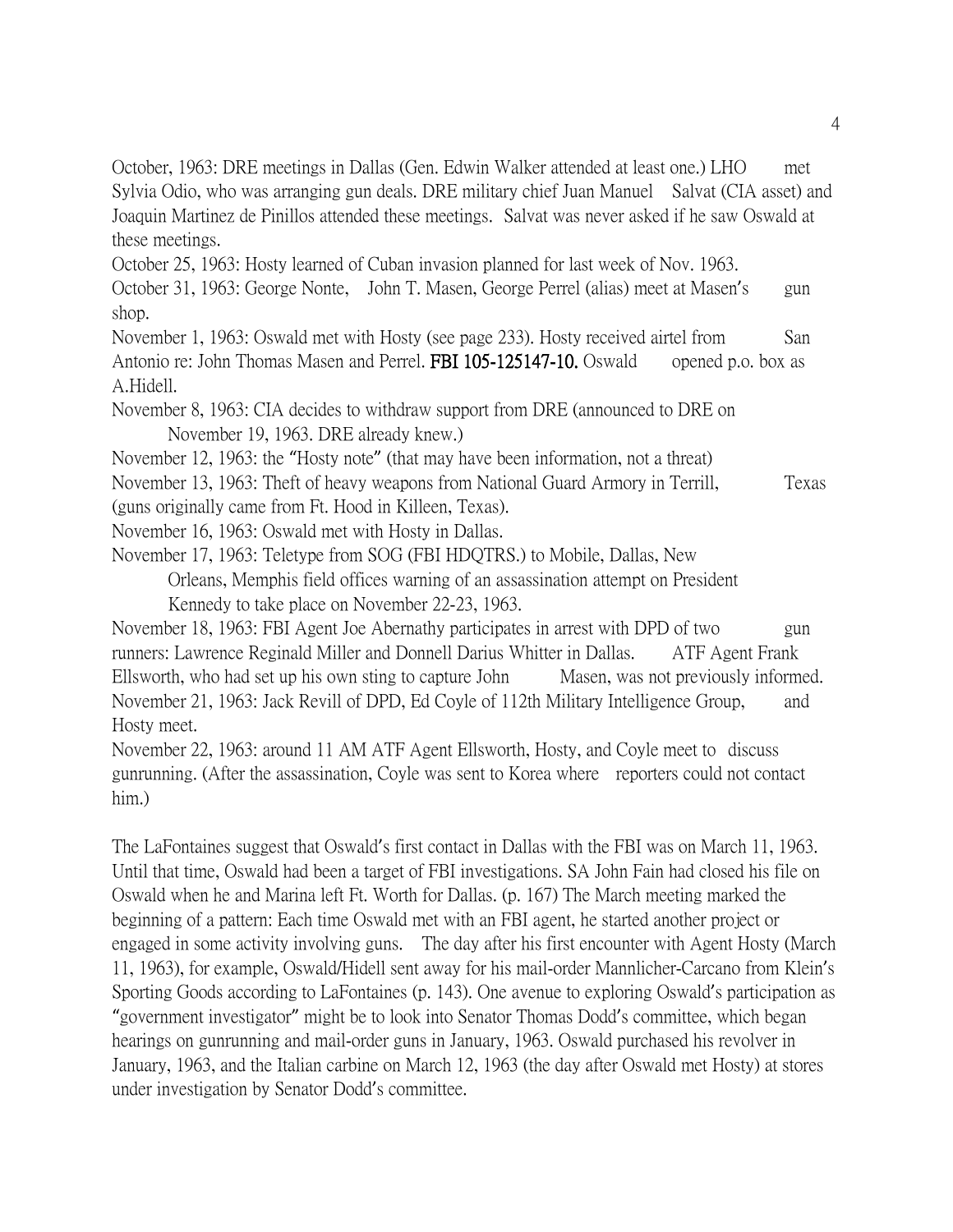October, 1963: DRE meetings in Dallas (Gen. Edwin Walker attended at least one.) LHO met Sylvia Odio, who was arranging gun deals. DRE military chief Juan Manuel Salvat (CIA asset) and Joaquin Martinez de Pinillos attended these meetings. Salvat was never asked if he saw Oswald at these meetings.

October 25, 1963: Hosty learned of Cuban invasion planned for last week of Nov. 1963.

October 31, 1963: George Nonte, John T. Masen, George Perrel (alias) meet at Masen's gun shop.

November 1, 1963: Oswald met with Hosty (see page 233). Hosty received airtel from San Antonio re: John Thomas Masen and Perrel. **FBI 105-125147-10.** Oswald opened p.o. box as A.Hidell.

November 8, 1963: CIA decides to withdraw support from DRE (announced to DRE on November 19, 1963. DRE already knew.)

November 12, 1963: the "Hosty note" (that may have been information, not a threat)

November 13, 1963: Theft of heavy weapons from National Guard Armory in Terrill, Texas (guns originally came from Ft. Hood in Killeen, Texas).

November 16, 1963: Oswald met with Hosty in Dallas.

November 17, 1963: Teletype from SOG (FBI HDQTRS.) to Mobile, Dallas, New Orleans, Memphis field offices warning of an assassination attempt on President Kennedy to take place on November 22-23, 1963.

November 18, 1963: FBI Agent Joe Abernathy participates in arrest with DPD of two gun runners: Lawrence Reginald Miller and Donnell Darius Whitter in Dallas. ATF Agent Frank Ellsworth, who had set up his own sting to capture John Masen, was not previously informed.

November 21, 1963: Jack Revill of DPD, Ed Coyle of 112th Military Intelligence Group, and Hosty meet.

November 22, 1963: around 11 AM ATF Agent Ellsworth, Hosty, and Coyle meet to discuss gunrunning. (After the assassination, Coyle was sent to Korea where reporters could not contact him.)

The LaFontaines suggest that Oswald's first contact in Dallas with the FBI was on March 11, 1963. Until that time, Oswald had been a target of FBI investigations. SA John Fain had closed his file on Oswald when he and Marina left Ft. Worth for Dallas. (p. 167) The March meeting marked the beginning of a pattern: Each time Oswald met with an FBI agent, he started another project or engaged in some activity involving guns. The day after his first encounter with Agent Hosty (March 11, 1963), for example, Oswald/Hidell sent away for his mail-order Mannlicher-Carcano from Klein's Sporting Goods according to LaFontaines (p. 143). One avenue to exploring Oswald's participation as "government investigator" might be to look into Senator Thomas Dodd's committee, which began hearings on gunrunning and mail-order guns in January, 1963. Oswald purchased his revolver in January, 1963, and the Italian carbine on March 12, 1963 (the day after Oswald met Hosty) at stores under investigation by Senator Dodd's committee.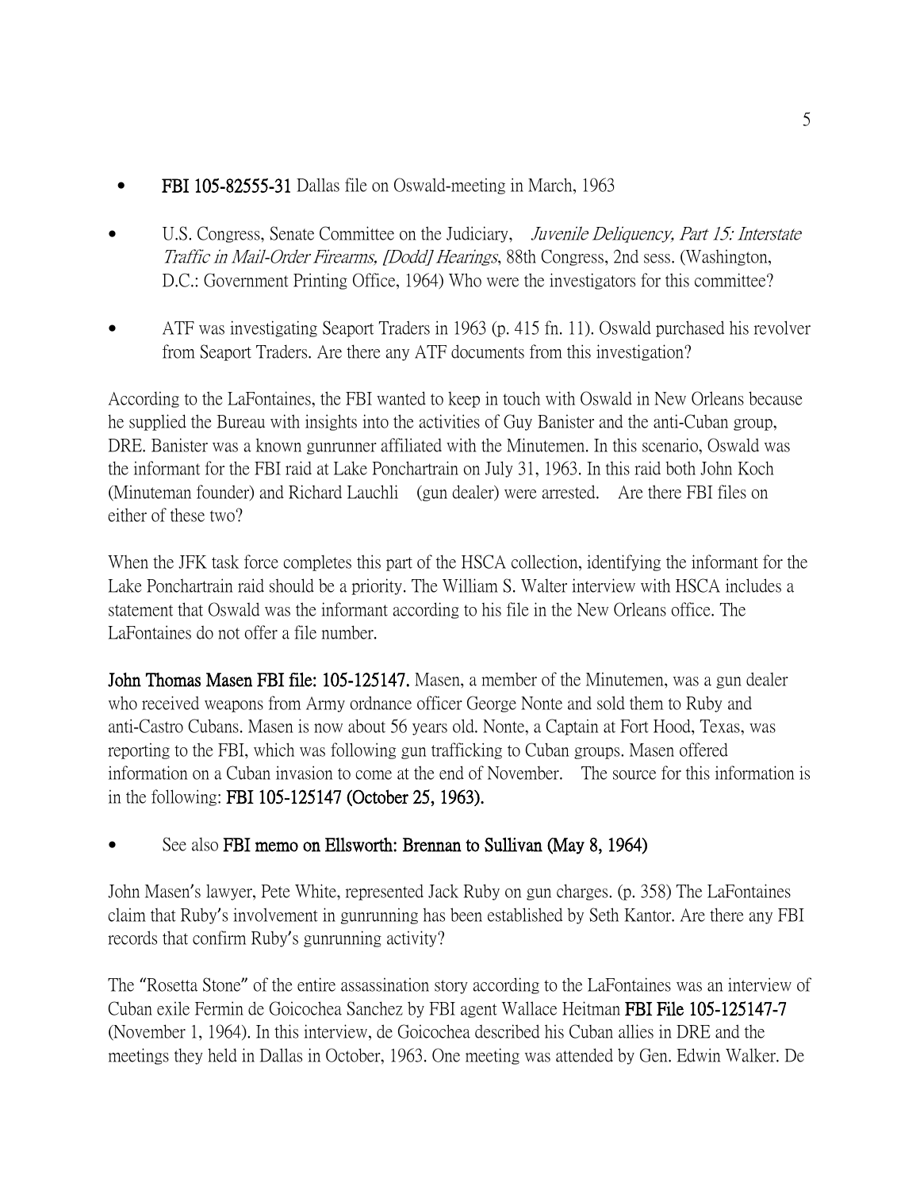- **FBI 105-82555-31** Dallas file on Oswald-meeting in March, 1963

- U.S. Congress, Senate Committee on the Judiciary, *Juvenile Deliquency, Part 15: Interstate Traffic in Mail-Order Firearms, [Dodd] Hearings*, 88th Congress, 2nd sess. (Washington, D.C.: Government Printing Office, 1964) Who were the investigators for this committee?

- ATF was investigating Seaport Traders in 1963 (p. 415 fn. 11). Oswald purchased his revolver from Seaport Traders. Are there any ATF documents from this investigation?

According to the LaFontaines, the FBI wanted to keep in touch with Oswald in New Orleans because he supplied the Bureau with insights into the activities of Guy Banister and the anti-Cuban group, DRE. Banister was a known gunrunner affiliated with the Minutemen. In this scenario, Oswald was the informant for the FBI raid at Lake Ponchartrain on July 31, 1963. In this raid both John Koch (Minuteman founder) and Richard Lauchli (gun dealer) were arrested. Are there FBI files on either of these two?

When the JFK task force completes this part of the HSCA collection, identifying the informant for the Lake Ponchartrain raid should be a priority. The William S. Walter interview with HSCA includes a statement that Oswald was the informant according to his file in the New Orleans office. The LaFontaines do not offer a file number.

**John Thomas Masen FBI file: 105-125147.** Masen, a member of the Minutemen, was a gun dealer who received weapons from Army ordnance officer George Nonte and sold them to Ruby and anti-Castro Cubans. Masen is now about 56 years old. Nonte, a Captain at Fort Hood, Texas, was reporting to the FBI, which was following gun trafficking to Cuban groups. Masen offered information on a Cuban invasion to come at the end of November. The source for this information is in the following: **FBI 105-125147 (October 25, 1963).**

- See also **FBI memo on Ellsworth: Brennan to Sullivan (May 8, 1964)**

John Masen's lawyer, Pete White, represented Jack Ruby on gun charges. (p. 358) The LaFontaines claim that Ruby's involvement in gunrunning has been established by Seth Kantor. Are there any FBI records that confirm Ruby's gunrunning activity?

The "Rosetta Stone" of the entire assassination story according to the LaFontaines was an interview of Cuban exile Fermin de Goicochea Sanchez by FBI agent Wallace Heitman **FBI File 105-125147-7** (November 1, 1964). In this interview, de Goicochea described his Cuban allies in DRE and the meetings they held in Dallas in October, 1963. One meeting was attended by Gen. Edwin Walker. De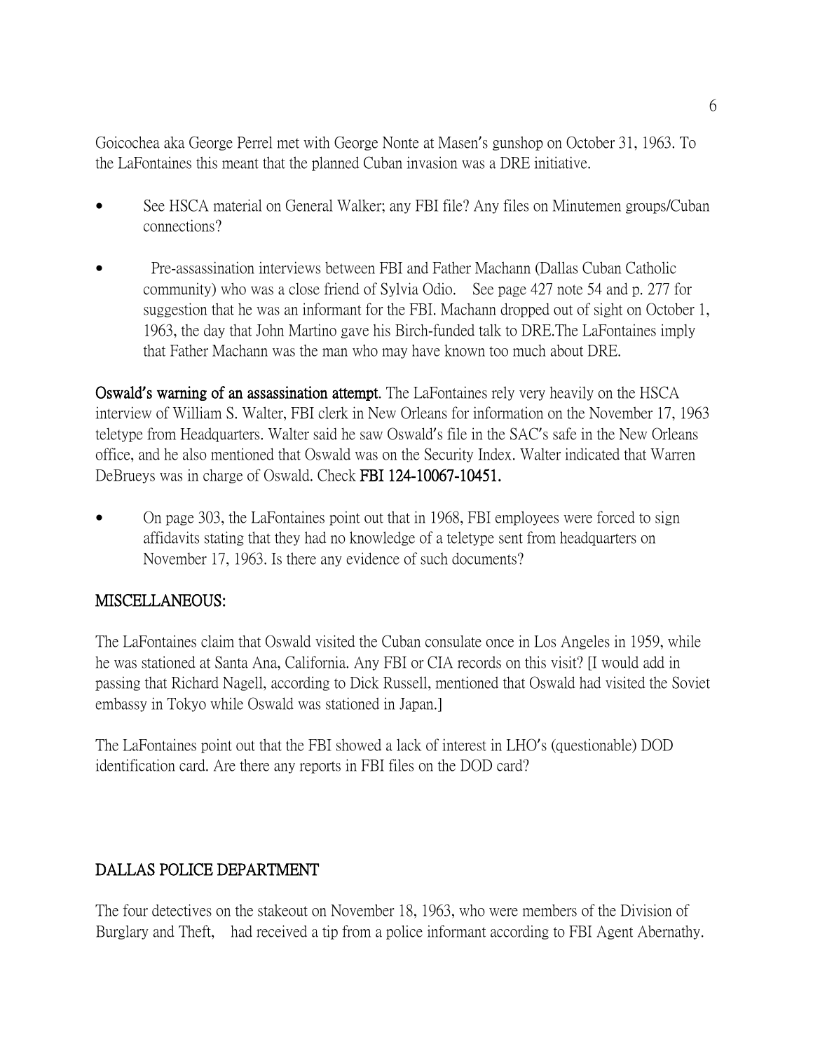Goicochea aka George Perrel met with George Nonte at Masen's gunshop on October 31, 1963. To the LaFontaines this meant that the planned Cuban invasion was a DRE initiative.

- See HSCA material on General Walker; any FBI file? Any files on Minutemen groups/Cuban connections?
- Pre-assassination interviews between FBI and Father Machann (Dallas Cuban Catholic community) who was a close friend of Sylvia Odio. See page 427 note 54 and p. 277 for suggestion that he was an informant for the FBI. Machann dropped out of sight on October 1, 1963, the day that John Martino gave his Birch-funded talk to DRE.The LaFontaines imply that Father Machann was the man who may have known too much about DRE.

**Oswald's warning of an assassination attempt**. The LaFontaines rely very heavily on the HSCA interview of William S. Walter, FBI clerk in New Orleans for information on the November 17, 1963 teletype from Headquarters. Walter said he saw Oswald's file in the SAC's safe in the New Orleans office, and he also mentioned that Oswald was on the Security Index. Walter indicated that Warren DeBrueys was in charge of Oswald. Check **FBI 124-10067-10451.**

- On page 303, the LaFontaines point out that in 1968, FBI employees were forced to sign affidavits stating that they had no knowledge of a teletype sent from headquarters on November 17, 1963. Is there any evidence of such documents?

## MISCELLANEOUS:

The LaFontaines claim that Oswald visited the Cuban consulate once in Los Angeles in 1959, while he was stationed at Santa Ana, California. Any FBI or CIA records on this visit? [I would add in passing that Richard Nagell, according to Dick Russell, mentioned that Oswald had visited the Soviet embassy in Tokyo while Oswald was stationed in Japan.]

The LaFontaines point out that the FBI showed a lack of interest in LHO's (questionable) DOD identification card. Are there any reports in FBI files on the DOD card?

## DALLAS POLICE DEPARTMENT

The four detectives on the stakeout on November 18, 1963, who were members of the Division of Burglary and Theft, had received a tip from a police informant according to FBI Agent Abernathy.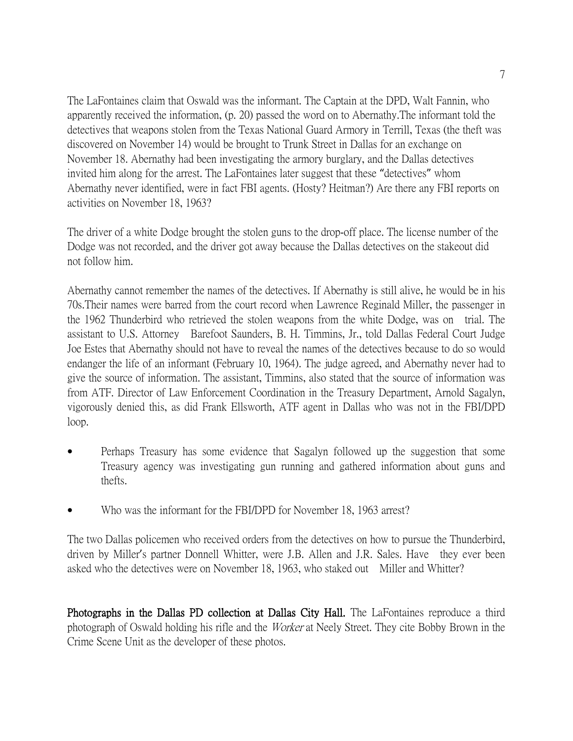The LaFontaines claim that Oswald was the informant. The Captain at the DPD, Walt Fannin, who apparently received the information, (p. 20) passed the word on to Abernathy.The informant told the detectives that weapons stolen from the Texas National Guard Armory in Terrill, Texas (the theft was discovered on November 14) would be brought to Trunk Street in Dallas for an exchange on November 18. Abernathy had been investigating the armory burglary, and the Dallas detectives invited him along for the arrest. The LaFontaines later suggest that these "detectives" whom Abernathy never identified, were in fact FBI agents. (Hosty? Heitman?) Are there any FBI reports on activities on November 18, 1963?

The driver of a white Dodge brought the stolen guns to the drop-off place. The license number of the Dodge was not recorded, and the driver got away because the Dallas detectives on the stakeout did not follow him.

Abernathy cannot remember the names of the detectives. If Abernathy is still alive, he would be in his 70s.Their names were barred from the court record when Lawrence Reginald Miller, the passenger in the 1962 Thunderbird who retrieved the stolen weapons from the white Dodge, was on trial. The assistant to U.S. Attorney Barefoot Saunders, B. H. Timmins, Jr., told Dallas Federal Court Judge Joe Estes that Abernathy should not have to reveal the names of the detectives because to do so would endanger the life of an informant (February 10, 1964). The judge agreed, and Abernathy never had to give the source of information. The assistant, Timmins, also stated that the source of information was from ATF. Director of Law Enforcement Coordination in the Treasury Department, Arnold Sagalyn, vigorously denied this, as did Frank Ellsworth, ATF agent in Dallas who was not in the FBI/DPD loop.

- Perhaps Treasury has some evidence that Sagalyn followed up the suggestion that some Treasury agency was investigating gun running and gathered information about guns and thefts.
- Who was the informant for the FBI/DPD for November 18, 1963 arrest?

The two Dallas policemen who received orders from the detectives on how to pursue the Thunderbird, driven by Miller's partner Donnell Whitter, were J.B. Allen and J.R. Sales. Have they ever been asked who the detectives were on November 18, 1963, who staked out Miller and Whitter?

**Photographs in the Dallas PD collection at Dallas City Hall.** The LaFontaines reproduce a third photograph of Oswald holding his rifle and the *Worker* at Neely Street. They cite Bobby Brown in the Crime Scene Unit as the developer of these photos.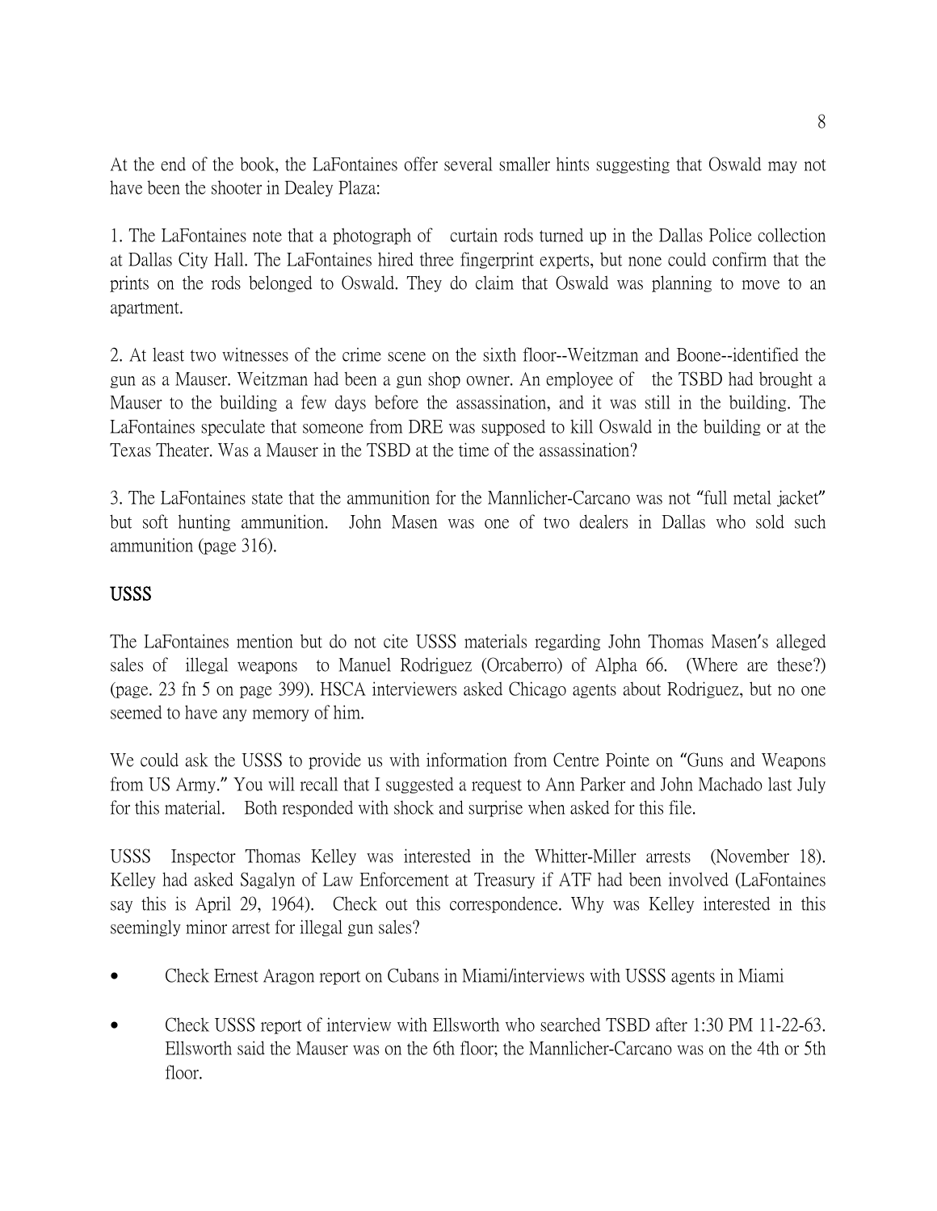At the end of the book, the LaFontaines offer several smaller hints suggesting that Oswald may not have been the shooter in Dealey Plaza:

1. The LaFontaines note that a photograph of curtain rods turned up in the Dallas Police collection at Dallas City Hall. The LaFontaines hired three fingerprint experts, but none could confirm that the prints on the rods belonged to Oswald. They do claim that Oswald was planning to move to an apartment.

2. At least two witnesses of the crime scene on the sixth floor--Weitzman and Boone--identified the gun as a Mauser. Weitzman had been a gun shop owner. An employee of the TSBD had brought a Mauser to the building a few days before the assassination, and it was still in the building. The LaFontaines speculate that someone from DRE was supposed to kill Oswald in the building or at the Texas Theater. Was a Mauser in the TSBD at the time of the assassination?

3. The LaFontaines state that the ammunition for the Mannlicher-Carcano was not "full metal jacket" but soft hunting ammunition. John Masen was one of two dealers in Dallas who sold such ammunition (page 316).

## USSS

The LaFontaines mention but do not cite USSS materials regarding John Thomas Masen's alleged sales of illegal weapons to Manuel Rodriguez (Orcaberro) of Alpha 66. (Where are these?) (page. 23 fn 5 on page 399). HSCA interviewers asked Chicago agents about Rodriguez, but no one seemed to have any memory of him.

We could ask the USSS to provide us with information from Centre Pointe on "Guns and Weapons from US Army." You will recall that I suggested a request to Ann Parker and John Machado last July for this material. Both responded with shock and surprise when asked for this file.

USSS Inspector Thomas Kelley was interested in the Whitter-Miller arrests (November 18). Kelley had asked Sagalyn of Law Enforcement at Treasury if ATF had been involved (LaFontaines say this is April 29, 1964). Check out this correspondence. Why was Kelley interested in this seemingly minor arrest for illegal gun sales?

- Check Ernest Aragon report on Cubans in Miami/interviews with USSS agents in Miami

- Check USSS report of interview with Ellsworth who searched TSBD after 1:30 PM 11-22-63. Ellsworth said the Mauser was on the 6th floor; the Mannlicher-Carcano was on the 4th or 5th floor.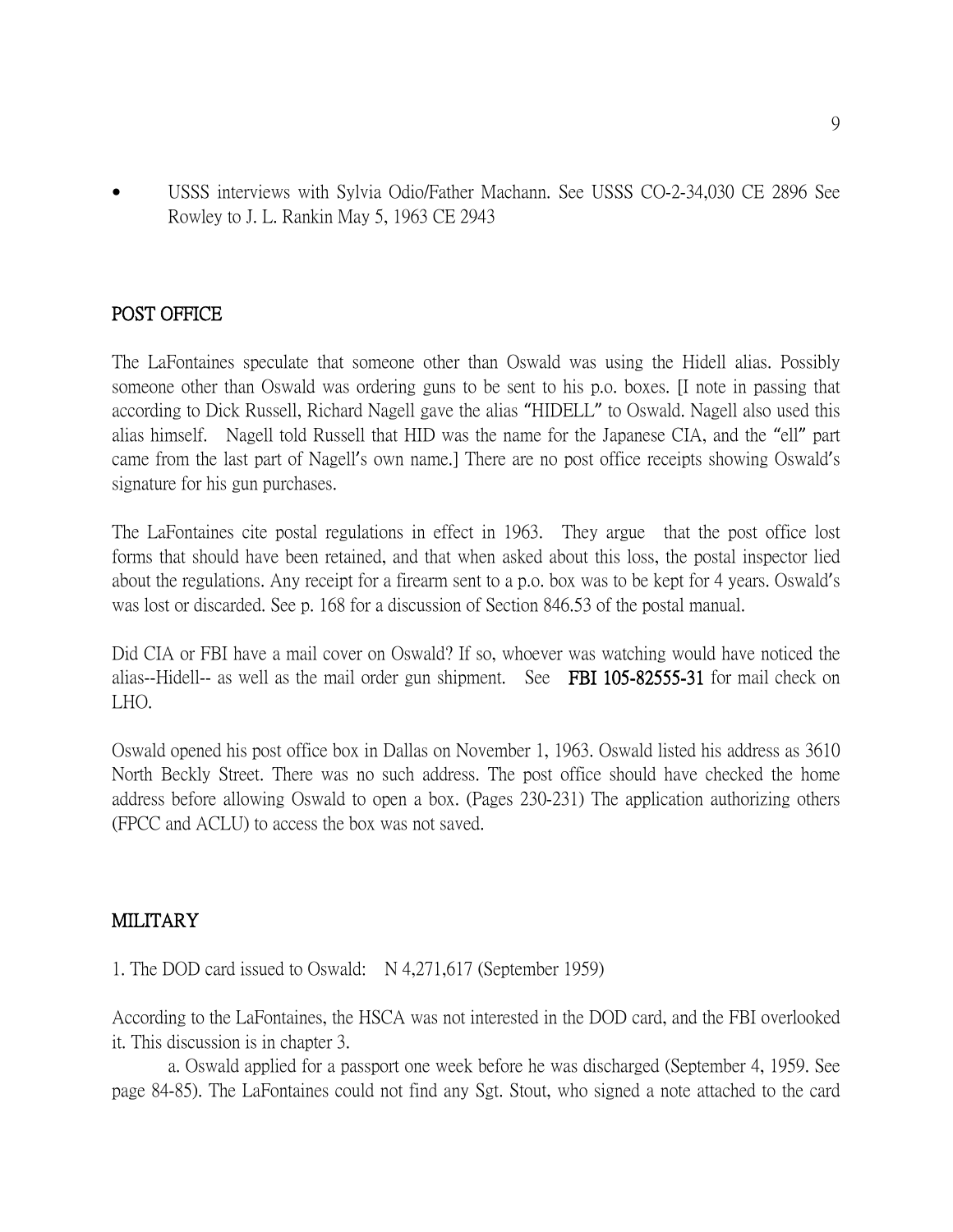- USSS interviews with Sylvia Odio/Father Machann. See USSS CO-2-34,030 CE 2896 See Rowley to J. L. Rankin May 5, 1963 CE 2943

## POST OFFICE

The LaFontaines speculate that someone other than Oswald was using the Hidell alias. Possibly someone other than Oswald was ordering guns to be sent to his p.o. boxes. [I note in passing that according to Dick Russell, Richard Nagell gave the alias "HIDELL" to Oswald. Nagell also used this alias himself. Nagell told Russell that HID was the name for the Japanese CIA, and the "ell" part came from the last part of Nagell's own name.] There are no post office receipts showing Oswald's signature for his gun purchases.

The LaFontaines cite postal regulations in effect in 1963. They argue that the post office lost forms that should have been retained, and that when asked about this loss, the postal inspector lied about the regulations. Any receipt for a firearm sent to a p.o. box was to be kept for 4 years. Oswald's was lost or discarded. See p. 168 for a discussion of Section 846.53 of the postal manual.

Did CIA or FBI have a mail cover on Oswald? If so, whoever was watching would have noticed the alias--Hidell-- as well as the mail order gun shipment. See **FBI 105-82555-31** for mail check on LHO.

Oswald opened his post office box in Dallas on November 1, 1963. Oswald listed his address as 3610 North Beckly Street. There was no such address. The post office should have checked the home address before allowing Oswald to open a box. (Pages 230-231) The application authorizing others (FPCC and ACLU) to access the box was not saved.

## MILITARY

1. The DOD card issued to Oswald: N 4,271,617 (September 1959)

According to the LaFontaines, the HSCA was not interested in the DOD card, and the FBI overlooked it. This discussion is in chapter 3.

a. Oswald applied for a passport one week before he was discharged (September 4, 1959. See page 84-85). The LaFontaines could not find any Sgt. Stout, who signed a note attached to the card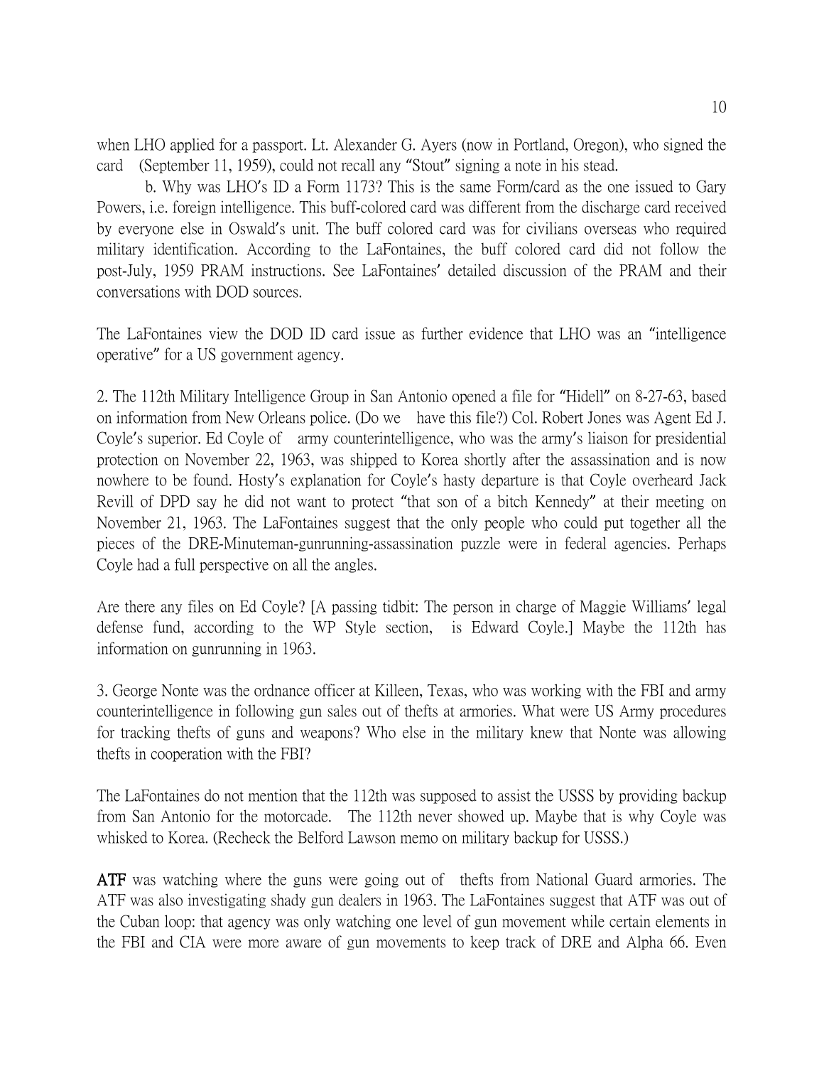when LHO applied for a passport. Lt. Alexander G. Ayers (now in Portland, Oregon), who signed the card (September 11, 1959), could not recall any "Stout" signing a note in his stead.

b. Why was LHO's ID a Form 1173? This is the same Form/card as the one issued to Gary Powers, i.e. foreign intelligence. This buff-colored card was different from the discharge card received by everyone else in Oswald's unit. The buff colored card was for civilians overseas who required military identification. According to the LaFontaines, the buff colored card did not follow the post-July, 1959 PRAM instructions. See LaFontaines' detailed discussion of the PRAM and their conversations with DOD sources.

The LaFontaines view the DOD ID card issue as further evidence that LHO was an "intelligence operative" for a US government agency.

2. The 112th Military Intelligence Group in San Antonio opened a file for "Hidell" on 8-27-63, based on information from New Orleans police. (Do we have this file?) Col. Robert Jones was Agent Ed J. Coyle's superior. Ed Coyle of army counterintelligence, who was the army's liaison for presidential protection on November 22, 1963, was shipped to Korea shortly after the assassination and is now nowhere to be found. Hosty's explanation for Coyle's hasty departure is that Coyle overheard Jack Revill of DPD say he did not want to protect "that son of a bitch Kennedy" at their meeting on November 21, 1963. The LaFontaines suggest that the only people who could put together all the pieces of the DRE-Minuteman-gunrunning-assassination puzzle were in federal agencies. Perhaps Coyle had a full perspective on all the angles.

Are there any files on Ed Coyle? [A passing tidbit: The person in charge of Maggie Williams' legal defense fund, according to the WP Style section, is Edward Coyle.] Maybe the 112th has information on gunrunning in 1963.

3. George Nonte was the ordnance officer at Killeen, Texas, who was working with the FBI and army counterintelligence in following gun sales out of thefts at armories. What were US Army procedures for tracking thefts of guns and weapons? Who else in the military knew that Nonte was allowing thefts in cooperation with the FBI?

The LaFontaines do not mention that the 112th was supposed to assist the USSS by providing backup from San Antonio for the motorcade. The 112th never showed up. Maybe that is why Coyle was whisked to Korea. (Recheck the Belford Lawson memo on military backup for USSS.)

**ATF** was watching where the guns were going out of thefts from National Guard armories. The ATF was also investigating shady gun dealers in 1963. The LaFontaines suggest that ATF was out of the Cuban loop: that agency was only watching one level of gun movement while certain elements in the FBI and CIA were more aware of gun movements to keep track of DRE and Alpha 66. Even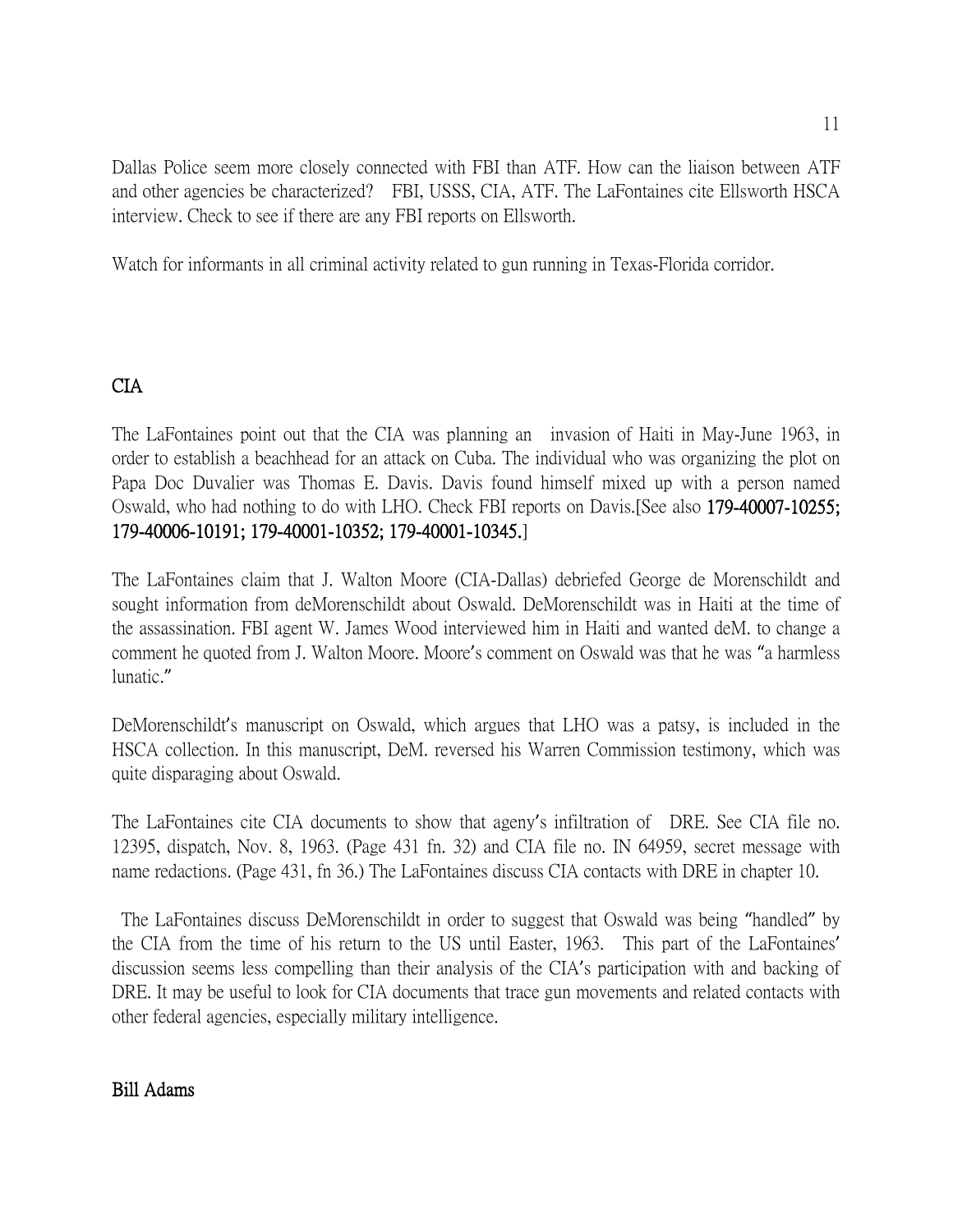Dallas Police seem more closely connected with FBI than ATF. How can the liaison between ATF and other agencies be characterized? FBI, USSS, CIA, ATF. The LaFontaines cite Ellsworth HSCA interview. Check to see if there are any FBI reports on Ellsworth.

Watch for informants in all criminal activity related to gun running in Texas-Florida corridor.

## CIA

The LaFontaines point out that the CIA was planning an invasion of Haiti in May-June 1963, in order to establish a beachhead for an attack on Cuba. The individual who was organizing the plot on Papa Doc Duvalier was Thomas E. Davis. Davis found himself mixed up with a person named Oswald, who had nothing to do with LHO. Check FBI reports on Davis.[See also **179-40007-10255; 179-40006-10191; 179-40001-10352; 179-40001-10345.**]

The LaFontaines claim that J. Walton Moore (CIA-Dallas) debriefed George de Morenschildt and sought information from deMorenschildt about Oswald. DeMorenschildt was in Haiti at the time of the assassination. FBI agent W. James Wood interviewed him in Haiti and wanted deM. to change a comment he quoted from J. Walton Moore. Moore's comment on Oswald was that he was "a harmless lunatic."

DeMorenschildt's manuscript on Oswald, which argues that LHO was a patsy, is included in the HSCA collection. In this manuscript, DeM. reversed his Warren Commission testimony, which was quite disparaging about Oswald.

The LaFontaines cite CIA documents to show that ageny's infiltration of DRE. See CIA file no. 12395, dispatch, Nov. 8, 1963. (Page 431 fn. 32) and CIA file no. IN 64959, secret message with name redactions. (Page 431, fn 36.) The LaFontaines discuss CIA contacts with DRE in chapter 10.

The LaFontaines discuss DeMorenschildt in order to suggest that Oswald was being "handled" by the CIA from the time of his return to the US until Easter, 1963. This part of the LaFontaines' discussion seems less compelling than their analysis of the CIA's participation with and backing of DRE. It may be useful to look for CIA documents that trace gun movements and related contacts with other federal agencies, especially military intelligence.

## Bill Adams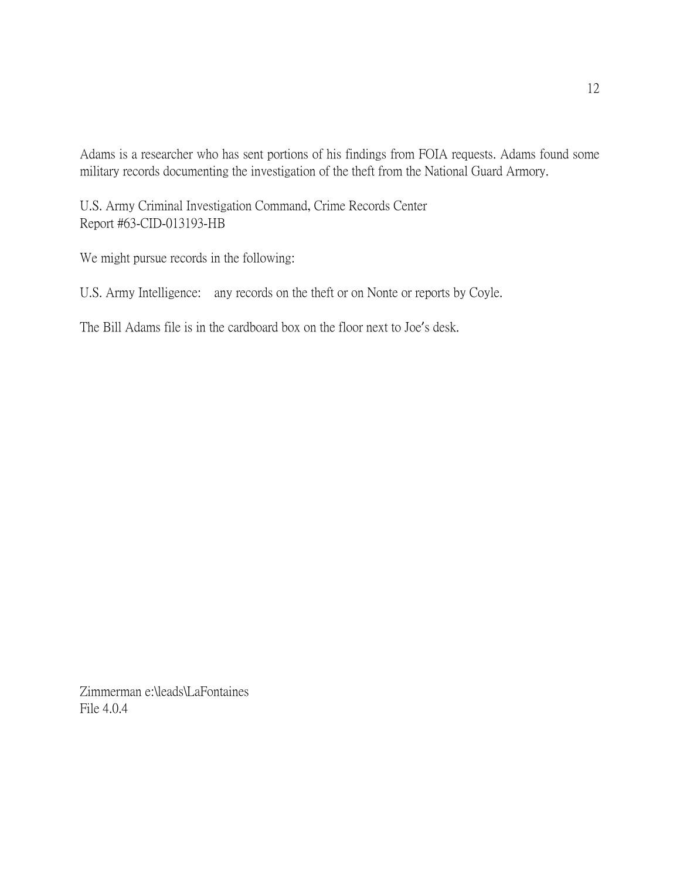Adams is a researcher who has sent portions of his findings from FOIA requests. Adams found some military records documenting the investigation of the theft from the National Guard Armory.

U.S. Army Criminal Investigation Command, Crime Records Center
Report #63-CID-013193-HB

We might pursue records in the following:

U.S. Army Intelligence: any records on the theft or on Nonte or reports by Coyle.

The Bill Adams file is in the cardboard box on the floor next to Joe's desk.

Zimmerman e:\leads\LaFontaines
File 4.0.4